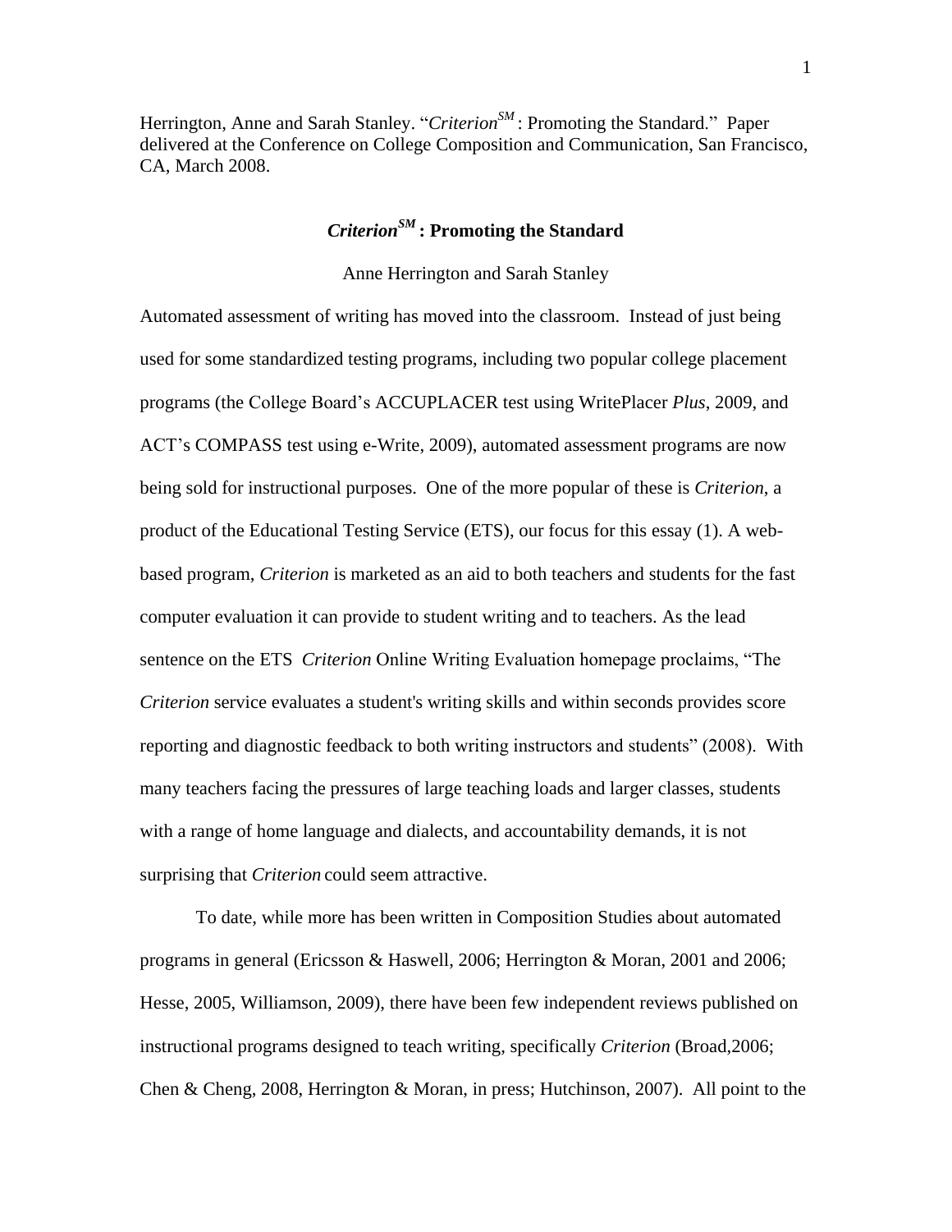Herrington, Anne and Sarah Stanley. "*Criterion*[SM]: Promoting the Standard." Paper delivered at the Conference on College Composition and Communication, San Francisco, CA, March 2008.

# *Criterion*[SM]: Promoting the Standard

Anne Herrington and Sarah Stanley

Automated assessment of writing has moved into the classroom. Instead of just being used for some standardized testing programs, including two popular college placement programs (the College Board's ACCUPLACER test using WritePlacer *Plus*, 2009, and ACT's COMPASS test using e-Write, 2009), automated assessment programs are now being sold for instructional purposes. One of the more popular of these is *Criterion*, a product of the Educational Testing Service (ETS), our focus for this essay (1). A web-based program, *Criterion* is marketed as an aid to both teachers and students for the fast computer evaluation it can provide to student writing and to teachers. As the lead sentence on the ETS *Criterion* Online Writing Evaluation homepage proclaims, "The *Criterion* service evaluates a student's writing skills and within seconds provides score reporting and diagnostic feedback to both writing instructors and students" (2008). With many teachers facing the pressures of large teaching loads and larger classes, students with a range of home language and dialects, and accountability demands, it is not surprising that *Criterion* could seem attractive.

To date, while more has been written in Composition Studies about automated programs in general (Ericsson & Haswell, 2006; Herrington & Moran, 2001 and 2006; Hesse, 2005, Williamson, 2009), there have been few independent reviews published on instructional programs designed to teach writing, specifically *Criterion* (Broad,2006; Chen & Cheng, 2008, Herrington & Moran, in press; Hutchinson, 2007). All point to the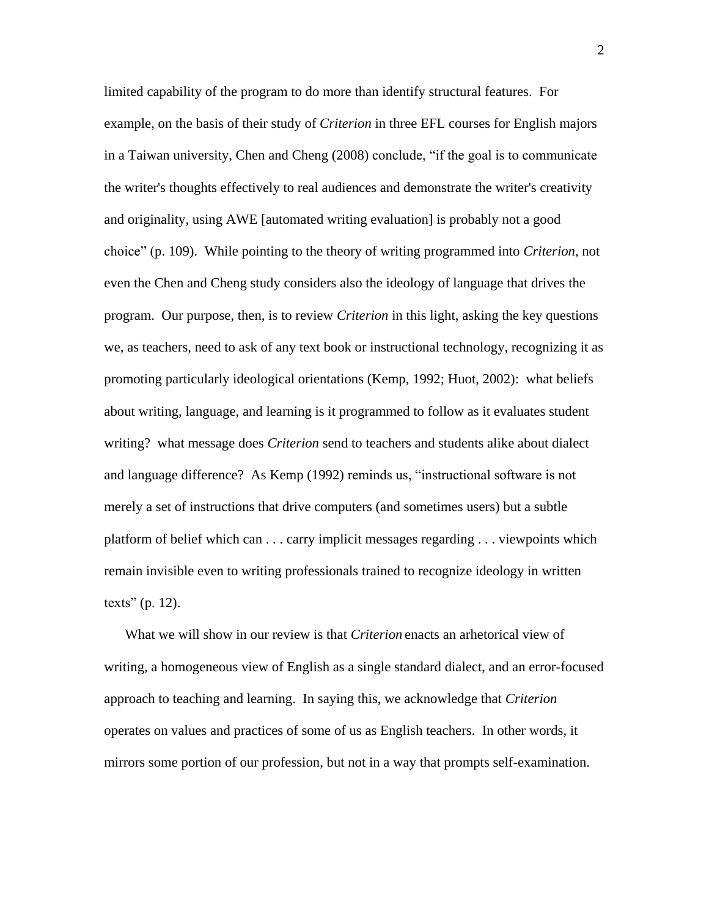limited capability of the program to do more than identify structural features. For example, on the basis of their study of *Criterion* in three EFL courses for English majors in a Taiwan university, Chen and Cheng (2008) conclude, "if the goal is to communicate the writer's thoughts effectively to real audiences and demonstrate the writer's creativity and originality, using AWE [automated writing evaluation] is probably not a good choice" (p. 109). While pointing to the theory of writing programmed into *Criterion*, not even the Chen and Cheng study considers also the ideology of language that drives the program. Our purpose, then, is to review *Criterion* in this light, asking the key questions we, as teachers, need to ask of any text book or instructional technology, recognizing it as promoting particularly ideological orientations (Kemp, 1992; Huot, 2002): what beliefs about writing, language, and learning is it programmed to follow as it evaluates student writing? what message does *Criterion* send to teachers and students alike about dialect and language difference? As Kemp (1992) reminds us, "instructional software is not merely a set of instructions that drive computers (and sometimes users) but a subtle platform of belief which can . . . carry implicit messages regarding . . . viewpoints which remain invisible even to writing professionals trained to recognize ideology in written texts" (p. 12).

What we will show in our review is that *Criterion* enacts an arhetorical view of writing, a homogeneous view of English as a single standard dialect, and an error-focused approach to teaching and learning. In saying this, we acknowledge that *Criterion* operates on values and practices of some of us as English teachers. In other words, it mirrors some portion of our profession, but not in a way that prompts self-examination.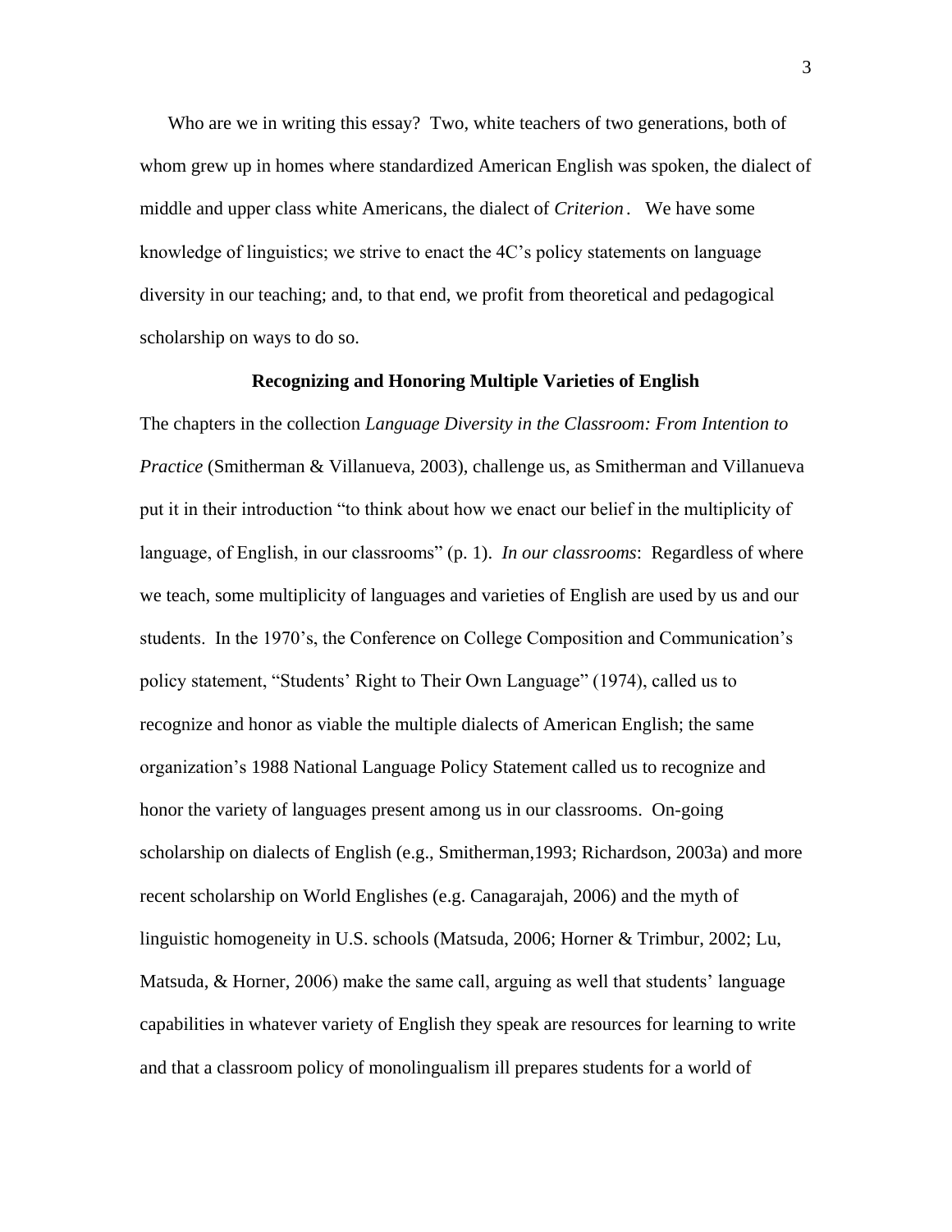Who are we in writing this essay? Two, white teachers of two generations, both of whom grew up in homes where standardized American English was spoken, the dialect of middle and upper class white Americans, the dialect of *Criterion*. We have some knowledge of linguistics; we strive to enact the 4C's policy statements on language diversity in our teaching; and, to that end, we profit from theoretical and pedagogical scholarship on ways to do so.

## Recognizing and Honoring Multiple Varieties of English

The chapters in the collection *Language Diversity in the Classroom: From Intention to Practice* (Smitherman & Villanueva, 2003), challenge us, as Smitherman and Villanueva put it in their introduction "to think about how we enact our belief in the multiplicity of language, of English, in our classrooms" (p. 1). *In our classrooms*: Regardless of where we teach, some multiplicity of languages and varieties of English are used by us and our students. In the 1970's, the Conference on College Composition and Communication's policy statement, "Students' Right to Their Own Language" (1974), called us to recognize and honor as viable the multiple dialects of American English; the same organization's 1988 National Language Policy Statement called us to recognize and honor the variety of languages present among us in our classrooms. On-going scholarship on dialects of English (e.g., Smitherman,1993; Richardson, 2003a) and more recent scholarship on World Englishes (e.g. Canagarajah, 2006) and the myth of linguistic homogeneity in U.S. schools (Matsuda, 2006; Horner & Trimbur, 2002; Lu, Matsuda, & Horner, 2006) make the same call, arguing as well that students' language capabilities in whatever variety of English they speak are resources for learning to write and that a classroom policy of monolingualism ill prepares students for a world of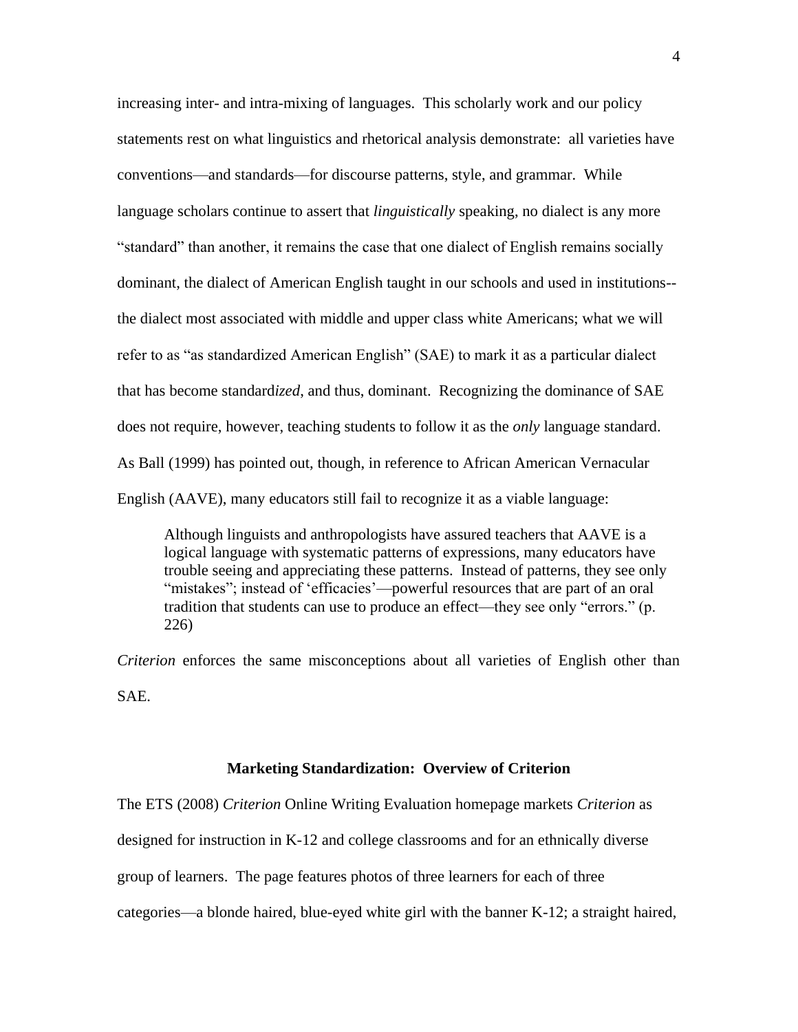increasing inter- and intra-mixing of languages. This scholarly work and our policy statements rest on what linguistics and rhetorical analysis demonstrate: all varieties have conventions—and standards—for discourse patterns, style, and grammar. While language scholars continue to assert that *linguistically* speaking, no dialect is any more "standard" than another, it remains the case that one dialect of English remains socially dominant, the dialect of American English taught in our schools and used in institutions--the dialect most associated with middle and upper class white Americans; what we will refer to as "as standardized American English" (SAE) to mark it as a particular dialect that has become standard*ized*, and thus, dominant. Recognizing the dominance of SAE does not require, however, teaching students to follow it as the *only* language standard. As Ball (1999) has pointed out, though, in reference to African American Vernacular English (AAVE), many educators still fail to recognize it as a viable language:

> Although linguists and anthropologists have assured teachers that AAVE is a logical language with systematic patterns of expressions, many educators have trouble seeing and appreciating these patterns. Instead of patterns, they see only "mistakes"; instead of 'efficacies'—powerful resources that are part of an oral tradition that students can use to produce an effect—they see only "errors." (p. 226)

*Criterion* enforces the same misconceptions about all varieties of English other than SAE.

## Marketing Standardization: Overview of Criterion

The ETS (2008) *Criterion* Online Writing Evaluation homepage markets *Criterion* as designed for instruction in K-12 and college classrooms and for an ethnically diverse group of learners. The page features photos of three learners for each of three categories—a blonde haired, blue-eyed white girl with the banner K-12; a straight haired,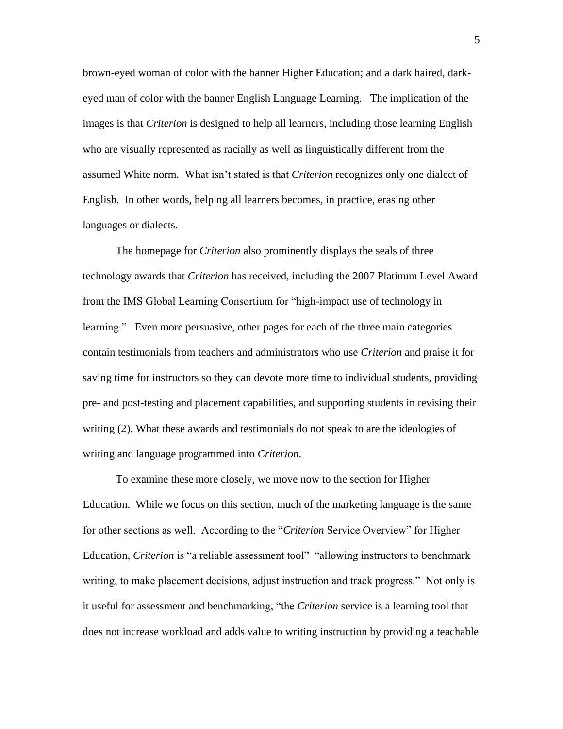brown-eyed woman of color with the banner Higher Education; and a dark haired, dark-eyed man of color with the banner English Language Learning. The implication of the images is that *Criterion* is designed to help all learners, including those learning English who are visually represented as racially as well as linguistically different from the assumed White norm. What isn't stated is that *Criterion* recognizes only one dialect of English. In other words, helping all learners becomes, in practice, erasing other languages or dialects.

The homepage for *Criterion* also prominently displays the seals of three technology awards that *Criterion* has received, including the 2007 Platinum Level Award from the IMS Global Learning Consortium for "high-impact use of technology in learning." Even more persuasive, other pages for each of the three main categories contain testimonials from teachers and administrators who use *Criterion* and praise it for saving time for instructors so they can devote more time to individual students, providing pre- and post-testing and placement capabilities, and supporting students in revising their writing (2). What these awards and testimonials do not speak to are the ideologies of writing and language programmed into *Criterion*.

To examine these more closely, we move now to the section for Higher Education. While we focus on this section, much of the marketing language is the same for other sections as well. According to the "*Criterion* Service Overview" for Higher Education, *Criterion* is "a reliable assessment tool" "allowing instructors to benchmark writing, to make placement decisions, adjust instruction and track progress." Not only is it useful for assessment and benchmarking, "the *Criterion* service is a learning tool that does not increase workload and adds value to writing instruction by providing a teachable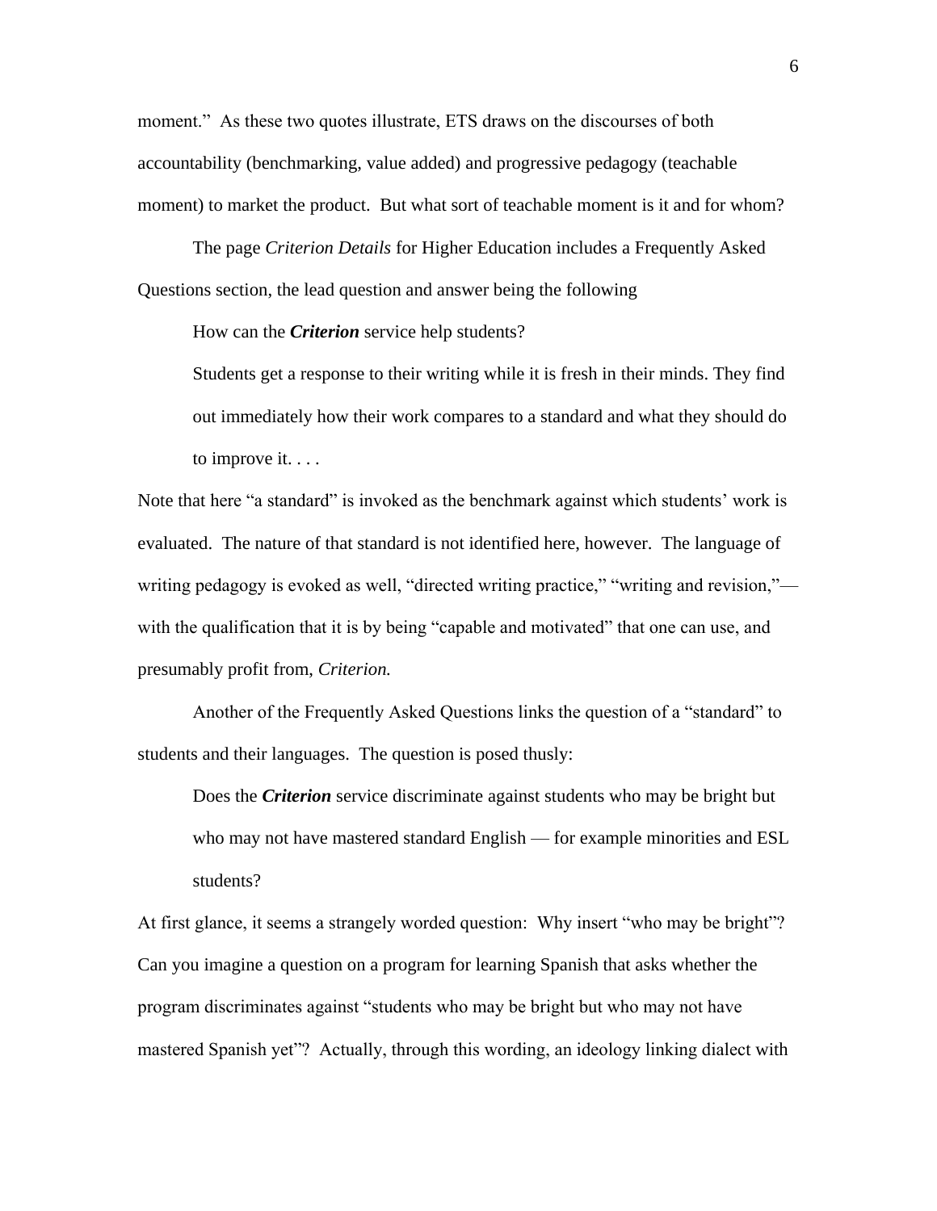moment." As these two quotes illustrate, ETS draws on the discourses of both accountability (benchmarking, value added) and progressive pedagogy (teachable moment) to market the product. But what sort of teachable moment is it and for whom?

The page *Criterion Details* for Higher Education includes a Frequently Asked Questions section, the lead question and answer being the following

> How can the ***Criterion*** service help students?
>
> Students get a response to their writing while it is fresh in their minds. They find out immediately how their work compares to a standard and what they should do to improve it. . . .

Note that here "a standard" is invoked as the benchmark against which students' work is evaluated. The nature of that standard is not identified here, however. The language of writing pedagogy is evoked as well, "directed writing practice," "writing and revision,"— with the qualification that it is by being "capable and motivated" that one can use, and presumably profit from, *Criterion.*

Another of the Frequently Asked Questions links the question of a "standard" to students and their languages. The question is posed thusly:

> Does the ***Criterion*** service discriminate against students who may be bright but who may not have mastered standard English — for example minorities and ESL students?

At first glance, it seems a strangely worded question: Why insert "who may be bright"? Can you imagine a question on a program for learning Spanish that asks whether the program discriminates against "students who may be bright but who may not have mastered Spanish yet"? Actually, through this wording, an ideology linking dialect with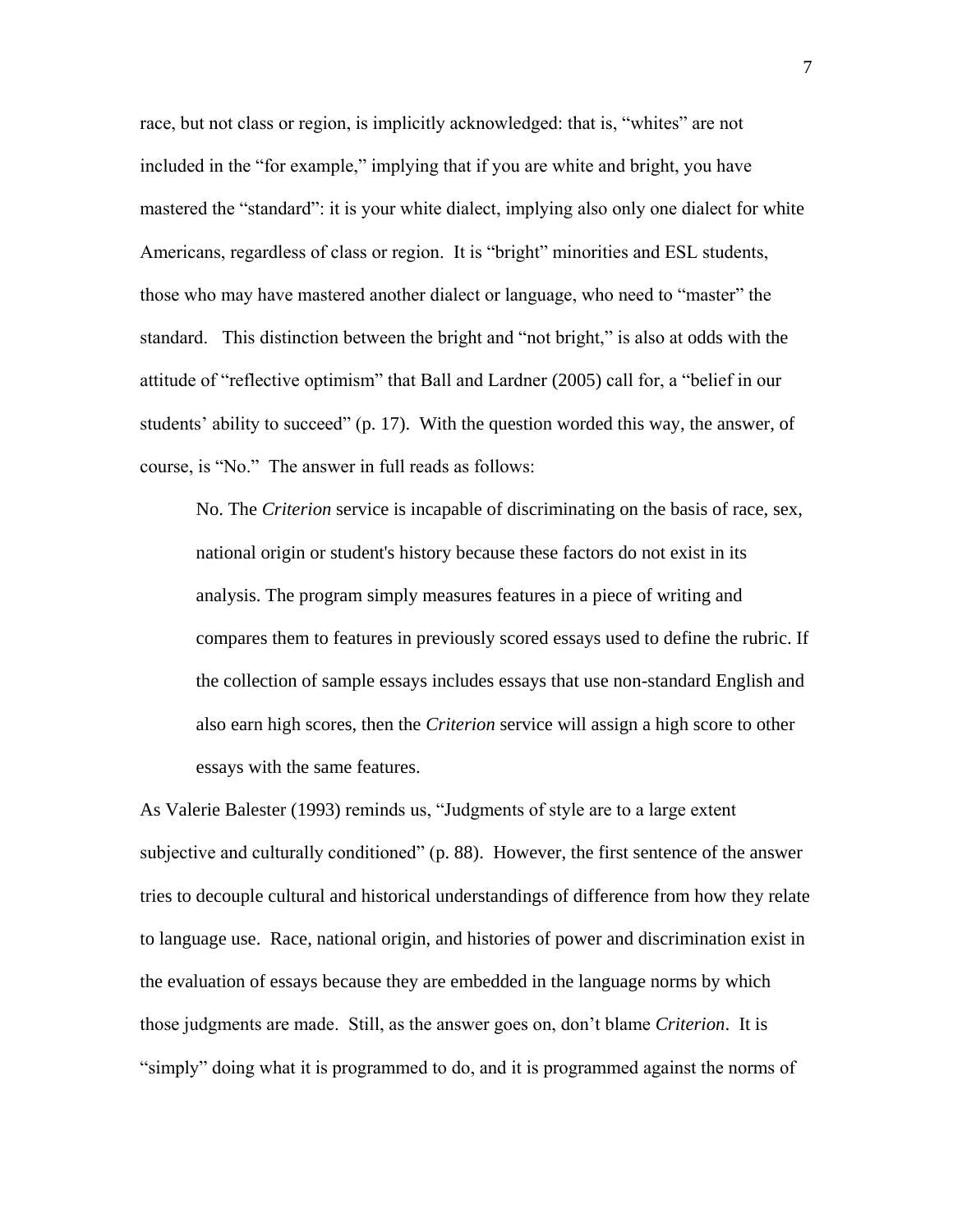race, but not class or region, is implicitly acknowledged: that is, "whites" are not included in the "for example," implying that if you are white and bright, you have mastered the "standard": it is your white dialect, implying also only one dialect for white Americans, regardless of class or region. It is "bright" minorities and ESL students, those who may have mastered another dialect or language, who need to "master" the standard. This distinction between the bright and "not bright," is also at odds with the attitude of "reflective optimism" that Ball and Lardner (2005) call for, a "belief in our students' ability to succeed" (p. 17). With the question worded this way, the answer, of course, is "No." The answer in full reads as follows:

> No. The *Criterion* service is incapable of discriminating on the basis of race, sex, national origin or student's history because these factors do not exist in its analysis. The program simply measures features in a piece of writing and compares them to features in previously scored essays used to define the rubric. If the collection of sample essays includes essays that use non-standard English and also earn high scores, then the *Criterion* service will assign a high score to other essays with the same features.

As Valerie Balester (1993) reminds us, "Judgments of style are to a large extent subjective and culturally conditioned" (p. 88). However, the first sentence of the answer tries to decouple cultural and historical understandings of difference from how they relate to language use. Race, national origin, and histories of power and discrimination exist in the evaluation of essays because they are embedded in the language norms by which those judgments are made. Still, as the answer goes on, don't blame *Criterion*. It is "simply" doing what it is programmed to do, and it is programmed against the norms of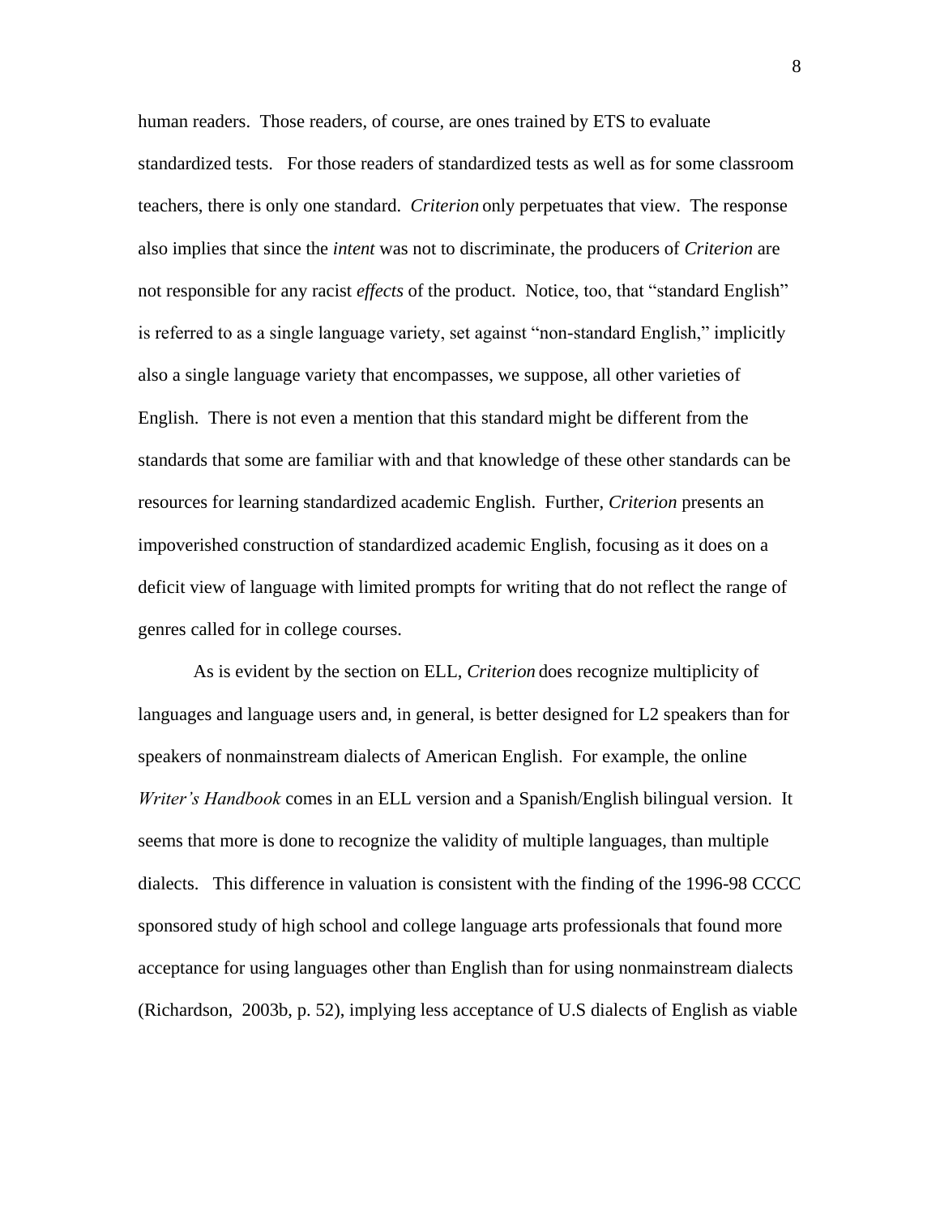human readers. Those readers, of course, are ones trained by ETS to evaluate standardized tests. For those readers of standardized tests as well as for some classroom teachers, there is only one standard. *Criterion* only perpetuates that view. The response also implies that since the *intent* was not to discriminate, the producers of *Criterion* are not responsible for any racist *effects* of the product. Notice, too, that "standard English" is referred to as a single language variety, set against "non-standard English," implicitly also a single language variety that encompasses, we suppose, all other varieties of English. There is not even a mention that this standard might be different from the standards that some are familiar with and that knowledge of these other standards can be resources for learning standardized academic English. Further, *Criterion* presents an impoverished construction of standardized academic English, focusing as it does on a deficit view of language with limited prompts for writing that do not reflect the range of genres called for in college courses.

As is evident by the section on ELL, *Criterion* does recognize multiplicity of languages and language users and, in general, is better designed for L2 speakers than for speakers of nonmainstream dialects of American English. For example, the online *Writer's Handbook* comes in an ELL version and a Spanish/English bilingual version. It seems that more is done to recognize the validity of multiple languages, than multiple dialects. This difference in valuation is consistent with the finding of the 1996-98 CCCC sponsored study of high school and college language arts professionals that found more acceptance for using languages other than English than for using nonmainstream dialects (Richardson, 2003b, p. 52), implying less acceptance of U.S dialects of English as viable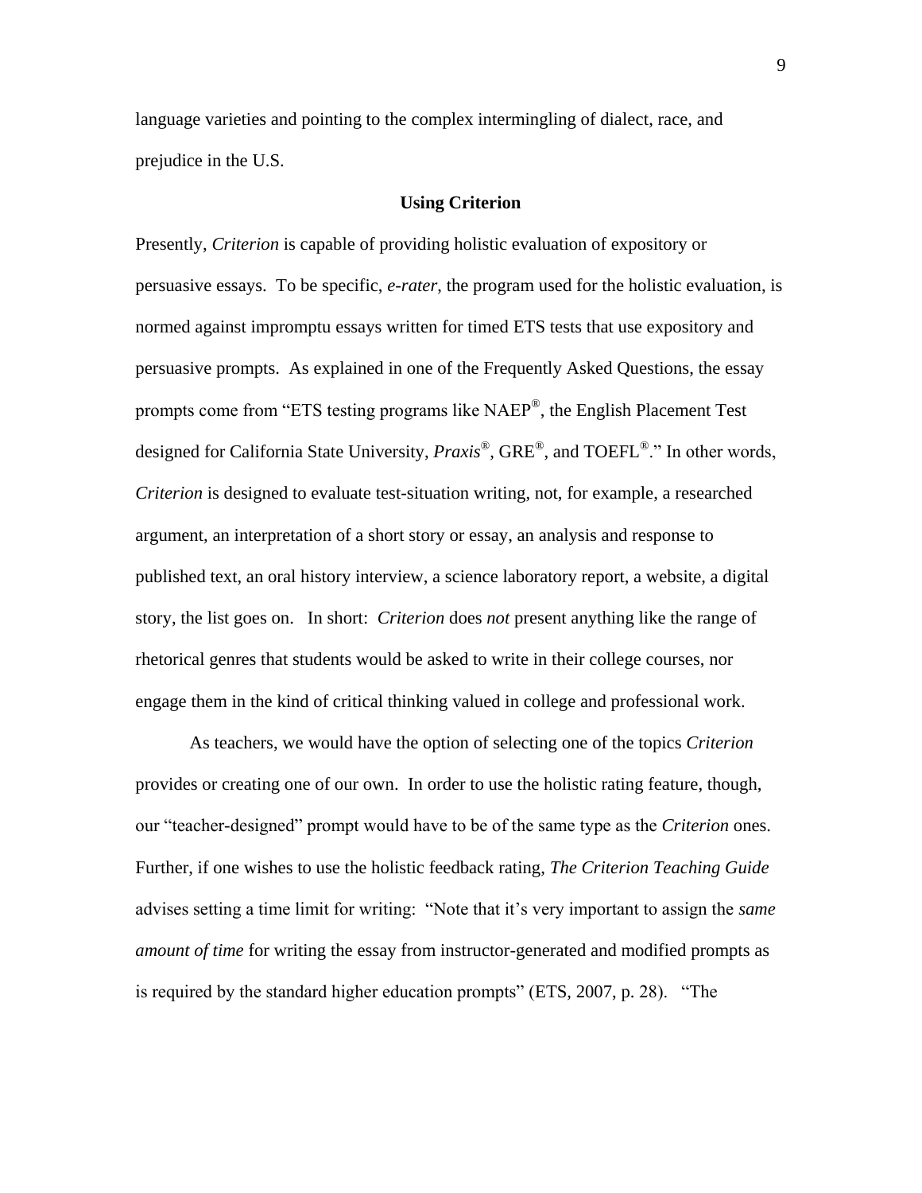language varieties and pointing to the complex intermingling of dialect, race, and prejudice in the U.S.

## Using Criterion

Presently, *Criterion* is capable of providing holistic evaluation of expository or persuasive essays. To be specific, *e-rater*, the program used for the holistic evaluation, is normed against impromptu essays written for timed ETS tests that use expository and persuasive prompts. As explained in one of the Frequently Asked Questions, the essay prompts come from "ETS testing programs like NAEP®, the English Placement Test designed for California State University, *Praxis*®, GRE®, and TOEFL®." In other words, *Criterion* is designed to evaluate test-situation writing, not, for example, a researched argument, an interpretation of a short story or essay, an analysis and response to published text, an oral history interview, a science laboratory report, a website, a digital story, the list goes on. In short: *Criterion* does *not* present anything like the range of rhetorical genres that students would be asked to write in their college courses, nor engage them in the kind of critical thinking valued in college and professional work.

As teachers, we would have the option of selecting one of the topics *Criterion* provides or creating one of our own. In order to use the holistic rating feature, though, our "teacher-designed" prompt would have to be of the same type as the *Criterion* ones. Further, if one wishes to use the holistic feedback rating, *The Criterion Teaching Guide* advises setting a time limit for writing: "Note that it's very important to assign the *same amount of time* for writing the essay from instructor-generated and modified prompts as is required by the standard higher education prompts" (ETS, 2007, p. 28). "The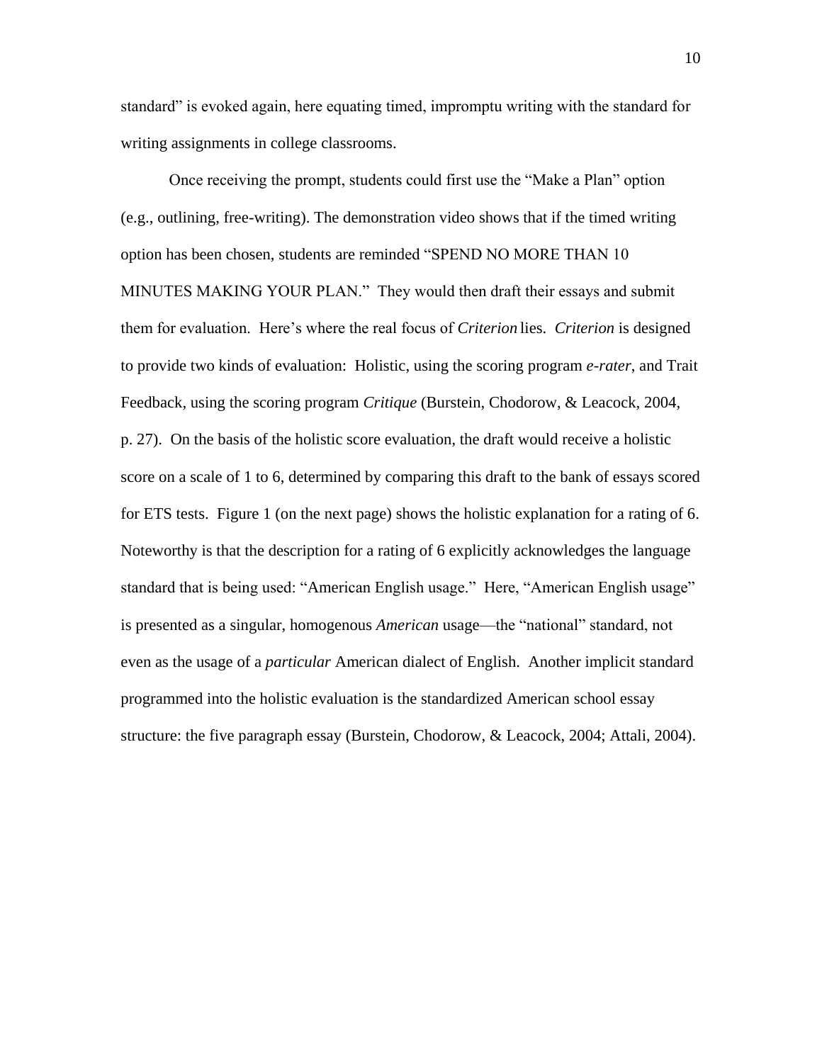standard" is evoked again, here equating timed, impromptu writing with the standard for writing assignments in college classrooms.

Once receiving the prompt, students could first use the "Make a Plan" option (e.g., outlining, free-writing). The demonstration video shows that if the timed writing option has been chosen, students are reminded "SPEND NO MORE THAN 10 MINUTES MAKING YOUR PLAN." They would then draft their essays and submit them for evaluation. Here's where the real focus of *Criterion* lies. *Criterion* is designed to provide two kinds of evaluation: Holistic, using the scoring program *e-rater*, and Trait Feedback, using the scoring program *Critique* (Burstein, Chodorow, & Leacock, 2004, p. 27). On the basis of the holistic score evaluation, the draft would receive a holistic score on a scale of 1 to 6, determined by comparing this draft to the bank of essays scored for ETS tests. Figure 1 (on the next page) shows the holistic explanation for a rating of 6. Noteworthy is that the description for a rating of 6 explicitly acknowledges the language standard that is being used: "American English usage." Here, "American English usage" is presented as a singular, homogenous *American* usage—the "national" standard, not even as the usage of a *particular* American dialect of English. Another implicit standard programmed into the holistic evaluation is the standardized American school essay structure: the five paragraph essay (Burstein, Chodorow, & Leacock, 2004; Attali, 2004).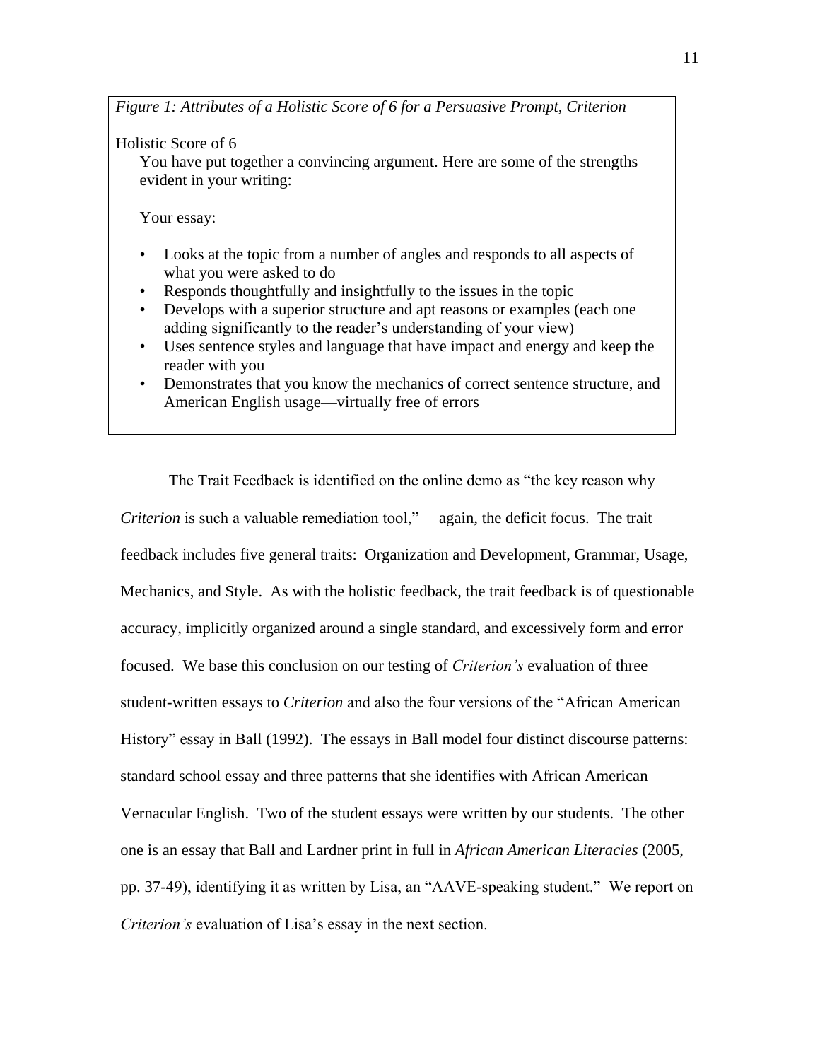*Figure 1: Attributes of a Holistic Score of 6 for a Persuasive Prompt, Criterion*

Holistic Score of 6

You have put together a convincing argument. Here are some of the strengths evident in your writing:

Your essay:

- Looks at the topic from a number of angles and responds to all aspects of what you were asked to do
- Responds thoughtfully and insightfully to the issues in the topic
- Develops with a superior structure and apt reasons or examples (each one adding significantly to the reader's understanding of your view)
- Uses sentence styles and language that have impact and energy and keep the reader with you
- Demonstrates that you know the mechanics of correct sentence structure, and American English usage—virtually free of errors

The Trait Feedback is identified on the online demo as "the key reason why *Criterion* is such a valuable remediation tool," —again, the deficit focus. The trait feedback includes five general traits: Organization and Development, Grammar, Usage, Mechanics, and Style. As with the holistic feedback, the trait feedback is of questionable accuracy, implicitly organized around a single standard, and excessively form and error focused. We base this conclusion on our testing of *Criterion's* evaluation of three student-written essays to *Criterion* and also the four versions of the "African American History" essay in Ball (1992). The essays in Ball model four distinct discourse patterns: standard school essay and three patterns that she identifies with African American Vernacular English. Two of the student essays were written by our students. The other one is an essay that Ball and Lardner print in full in *African American Literacies* (2005, pp. 37-49), identifying it as written by Lisa, an "AAVE-speaking student." We report on *Criterion's* evaluation of Lisa's essay in the next section.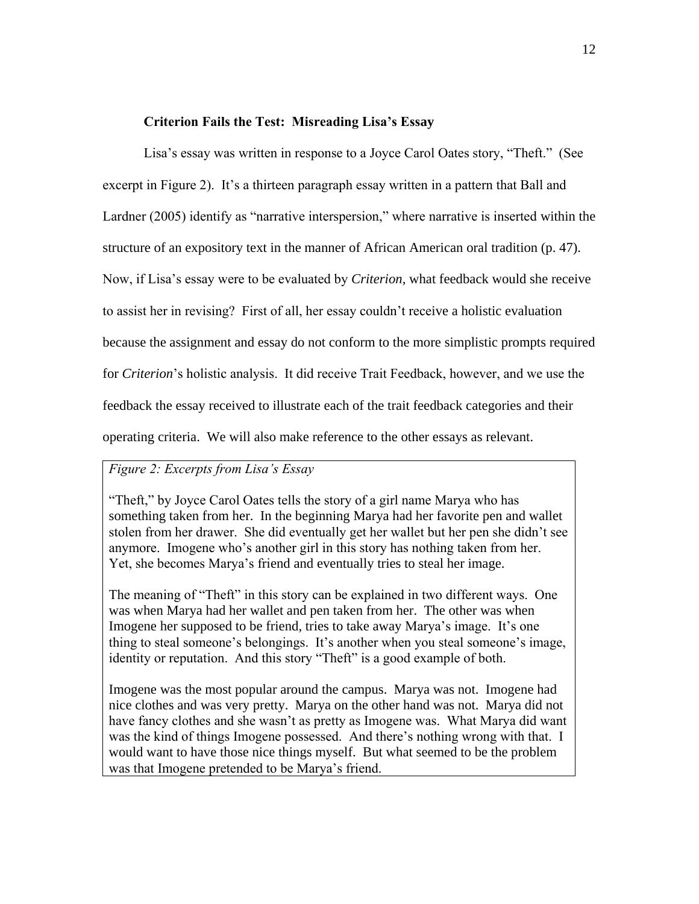### Criterion Fails the Test: Misreading Lisa's Essay

Lisa's essay was written in response to a Joyce Carol Oates story, "Theft." (See excerpt in Figure 2). It's a thirteen paragraph essay written in a pattern that Ball and Lardner (2005) identify as "narrative interspersion," where narrative is inserted within the structure of an expository text in the manner of African American oral tradition (p. 47). Now, if Lisa's essay were to be evaluated by *Criterion*, what feedback would she receive to assist her in revising? First of all, her essay couldn't receive a holistic evaluation because the assignment and essay do not conform to the more simplistic prompts required for *Criterion*'s holistic analysis. It did receive Trait Feedback, however, and we use the feedback the essay received to illustrate each of the trait feedback categories and their operating criteria. We will also make reference to the other essays as relevant.

*Figure 2: Excerpts from Lisa's Essay*

"Theft," by Joyce Carol Oates tells the story of a girl name Marya who has something taken from her. In the beginning Marya had her favorite pen and wallet stolen from her drawer. She did eventually get her wallet but her pen she didn't see anymore. Imogene who's another girl in this story has nothing taken from her. Yet, she becomes Marya's friend and eventually tries to steal her image.

The meaning of "Theft" in this story can be explained in two different ways. One was when Marya had her wallet and pen taken from her. The other was when Imogene her supposed to be friend, tries to take away Marya's image. It's one thing to steal someone's belongings. It's another when you steal someone's image, identity or reputation. And this story "Theft" is a good example of both.

Imogene was the most popular around the campus. Marya was not. Imogene had nice clothes and was very pretty. Marya on the other hand was not. Marya did not have fancy clothes and she wasn't as pretty as Imogene was. What Marya did want was the kind of things Imogene possessed. And there's nothing wrong with that. I would want to have those nice things myself. But what seemed to be the problem was that Imogene pretended to be Marya's friend.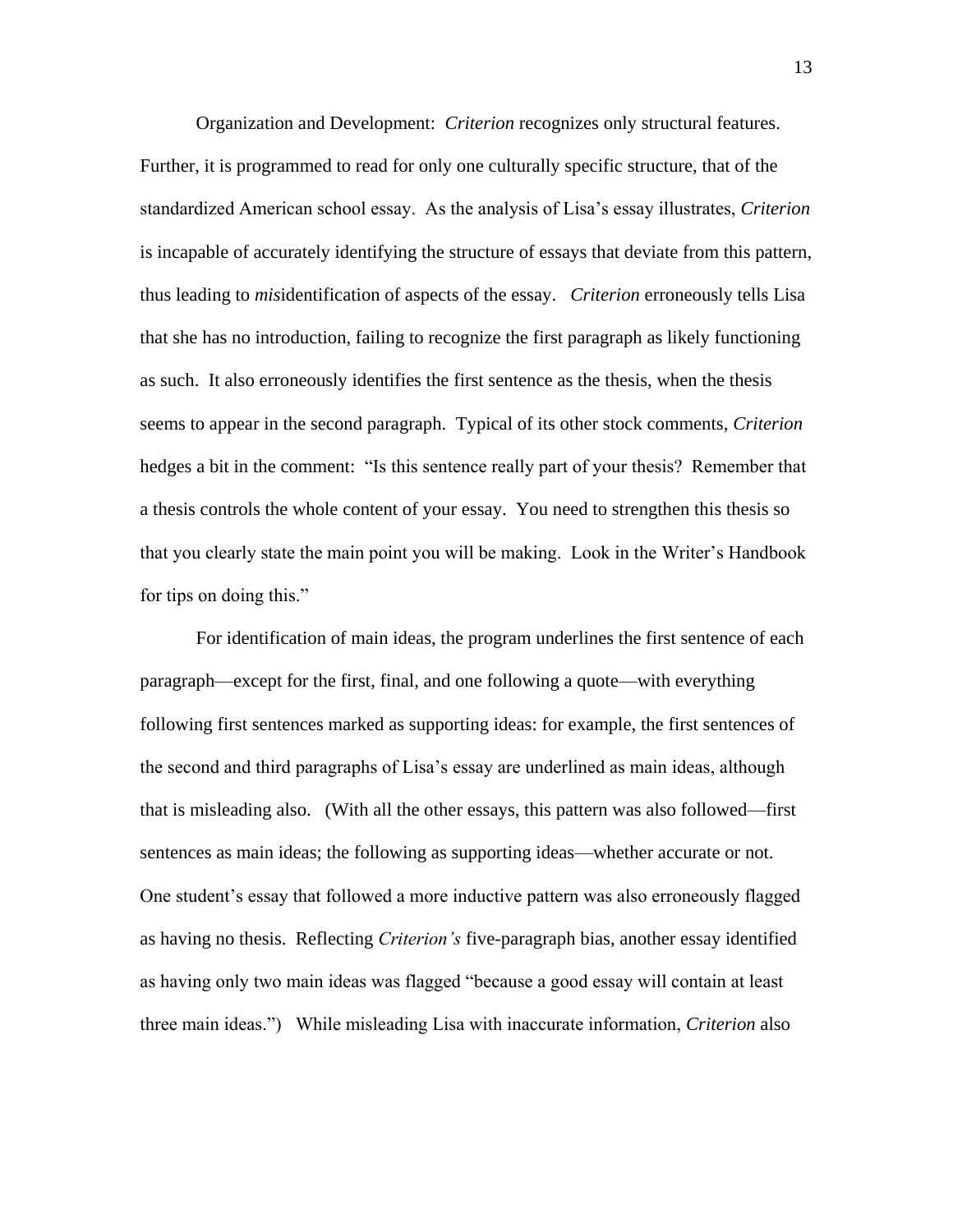Organization and Development:  *Criterion* recognizes only structural features. Further, it is programmed to read for only one culturally specific structure, that of the standardized American school essay.  As the analysis of Lisa's essay illustrates, *Criterion* is incapable of accurately identifying the structure of essays that deviate from this pattern, thus leading to *mis*identification of aspects of the essay.   *Criterion* erroneously tells Lisa that she has no introduction, failing to recognize the first paragraph as likely functioning as such.  It also erroneously identifies the first sentence as the thesis, when the thesis seems to appear in the second paragraph.  Typical of its other stock comments, *Criterion* hedges a bit in the comment:  "Is this sentence really part of your thesis?  Remember that a thesis controls the whole content of your essay.  You need to strengthen this thesis so that you clearly state the main point you will be making.  Look in the Writer's Handbook for tips on doing this."

For identification of main ideas, the program underlines the first sentence of each paragraph—except for the first, final, and one following a quote—with everything following first sentences marked as supporting ideas: for example, the first sentences of the second and third paragraphs of Lisa's essay are underlined as main ideas, although that is misleading also.   (With all the other essays, this pattern was also followed—first sentences as main ideas; the following as supporting ideas—whether accurate or not. One student's essay that followed a more inductive pattern was also erroneously flagged as having no thesis.  Reflecting *Criterion's* five-paragraph bias, another essay identified as having only two main ideas was flagged "because a good essay will contain at least three main ideas.")   While misleading Lisa with inaccurate information, *Criterion* also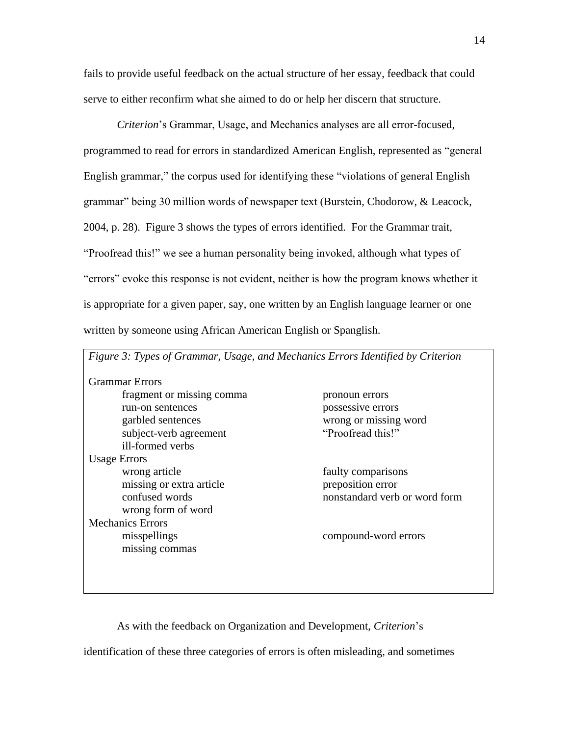fails to provide useful feedback on the actual structure of her essay, feedback that could serve to either reconfirm what she aimed to do or help her discern that structure.

*Criterion*'s Grammar, Usage, and Mechanics analyses are all error-focused, programmed to read for errors in standardized American English, represented as "general English grammar," the corpus used for identifying these "violations of general English grammar" being 30 million words of newspaper text (Burstein, Chodorow, & Leacock, 2004, p. 28). Figure 3 shows the types of errors identified. For the Grammar trait, "Proofread this!" we see a human personality being invoked, although what types of "errors" evoke this response is not evident, neither is how the program knows whether it is appropriate for a given paper, say, one written by an English language learner or one written by someone using African American English or Spanglish.

*Figure 3: Types of Grammar, Usage, and Mechanics Errors Identified by Criterion*

Grammar Errors
- fragment or missing comma
- run-on sentences
- garbled sentences
- subject-verb agreement
- ill-formed verbs
- pronoun errors
- possessive errors
- wrong or missing word
- "Proofread this!"

Usage Errors
- wrong article
- missing or extra article
- confused words
- wrong form of word
- faulty comparisons
- preposition error
- nonstandard verb or word form

Mechanics Errors
- misspellings
- missing commas
- compound-word errors

As with the feedback on Organization and Development, *Criterion*'s identification of these three categories of errors is often misleading, and sometimes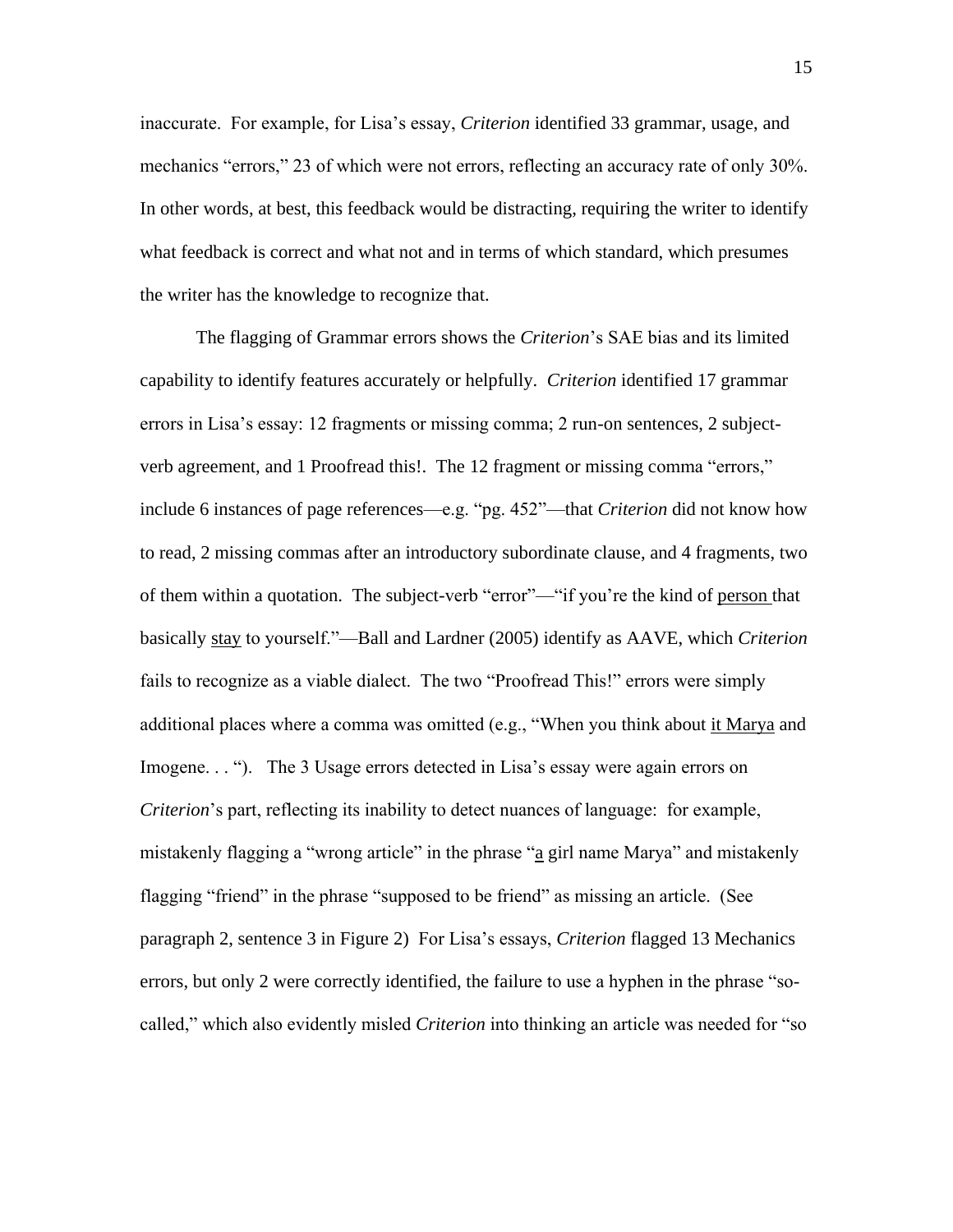inaccurate. For example, for Lisa's essay, *Criterion* identified 33 grammar, usage, and mechanics "errors," 23 of which were not errors, reflecting an accuracy rate of only 30%. In other words, at best, this feedback would be distracting, requiring the writer to identify what feedback is correct and what not and in terms of which standard, which presumes the writer has the knowledge to recognize that.

The flagging of Grammar errors shows the *Criterion*'s SAE bias and its limited capability to identify features accurately or helpfully. *Criterion* identified 17 grammar errors in Lisa's essay: 12 fragments or missing comma; 2 run-on sentences, 2 subject-verb agreement, and 1 Proofread this!. The 12 fragment or missing comma "errors," include 6 instances of page references—e.g. "pg. 452"—that *Criterion* did not know how to read, 2 missing commas after an introductory subordinate clause, and 4 fragments, two of them within a quotation. The subject-verb "error"—"if you're the kind of <u>person</u> that basically <u>stay</u> to yourself."—Ball and Lardner (2005) identify as AAVE, which *Criterion* fails to recognize as a viable dialect. The two "Proofread This!" errors were simply additional places where a comma was omitted (e.g., "When you think about <u>it Marya</u> and Imogene. . . "). The 3 Usage errors detected in Lisa's essay were again errors on *Criterion*'s part, reflecting its inability to detect nuances of language: for example, mistakenly flagging a "wrong article" in the phrase "<u>a</u> girl name Marya" and mistakenly flagging "friend" in the phrase "supposed to be friend" as missing an article. (See paragraph 2, sentence 3 in Figure 2) For Lisa's essays, *Criterion* flagged 13 Mechanics errors, but only 2 were correctly identified, the failure to use a hyphen in the phrase "so-called," which also evidently misled *Criterion* into thinking an article was needed for "so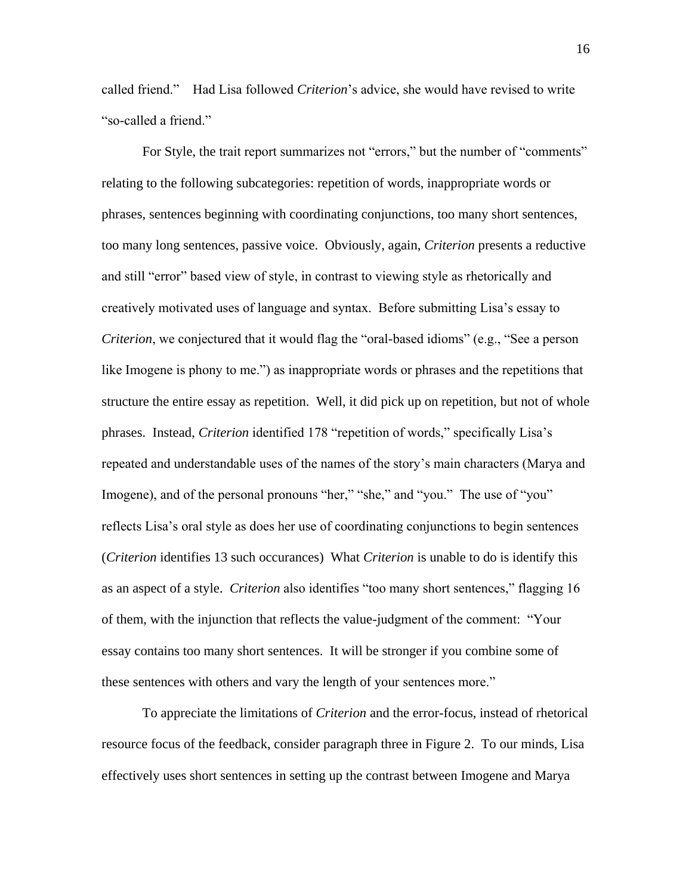called friend." Had Lisa followed *Criterion*'s advice, she would have revised to write "so-called a friend."

For Style, the trait report summarizes not "errors," but the number of "comments" relating to the following subcategories: repetition of words, inappropriate words or phrases, sentences beginning with coordinating conjunctions, too many short sentences, too many long sentences, passive voice. Obviously, again, *Criterion* presents a reductive and still "error" based view of style, in contrast to viewing style as rhetorically and creatively motivated uses of language and syntax. Before submitting Lisa's essay to *Criterion*, we conjectured that it would flag the "oral-based idioms" (e.g., "See a person like Imogene is phony to me.") as inappropriate words or phrases and the repetitions that structure the entire essay as repetition. Well, it did pick up on repetition, but not of whole phrases. Instead, *Criterion* identified 178 "repetition of words," specifically Lisa's repeated and understandable uses of the names of the story's main characters (Marya and Imogene), and of the personal pronouns "her," "she," and "you." The use of "you" reflects Lisa's oral style as does her use of coordinating conjunctions to begin sentences (*Criterion* identifies 13 such occurances) What *Criterion* is unable to do is identify this as an aspect of a style. *Criterion* also identifies "too many short sentences," flagging 16 of them, with the injunction that reflects the value-judgment of the comment: "Your essay contains too many short sentences. It will be stronger if you combine some of these sentences with others and vary the length of your sentences more."

To appreciate the limitations of *Criterion* and the error-focus, instead of rhetorical resource focus of the feedback, consider paragraph three in Figure 2. To our minds, Lisa effectively uses short sentences in setting up the contrast between Imogene and Marya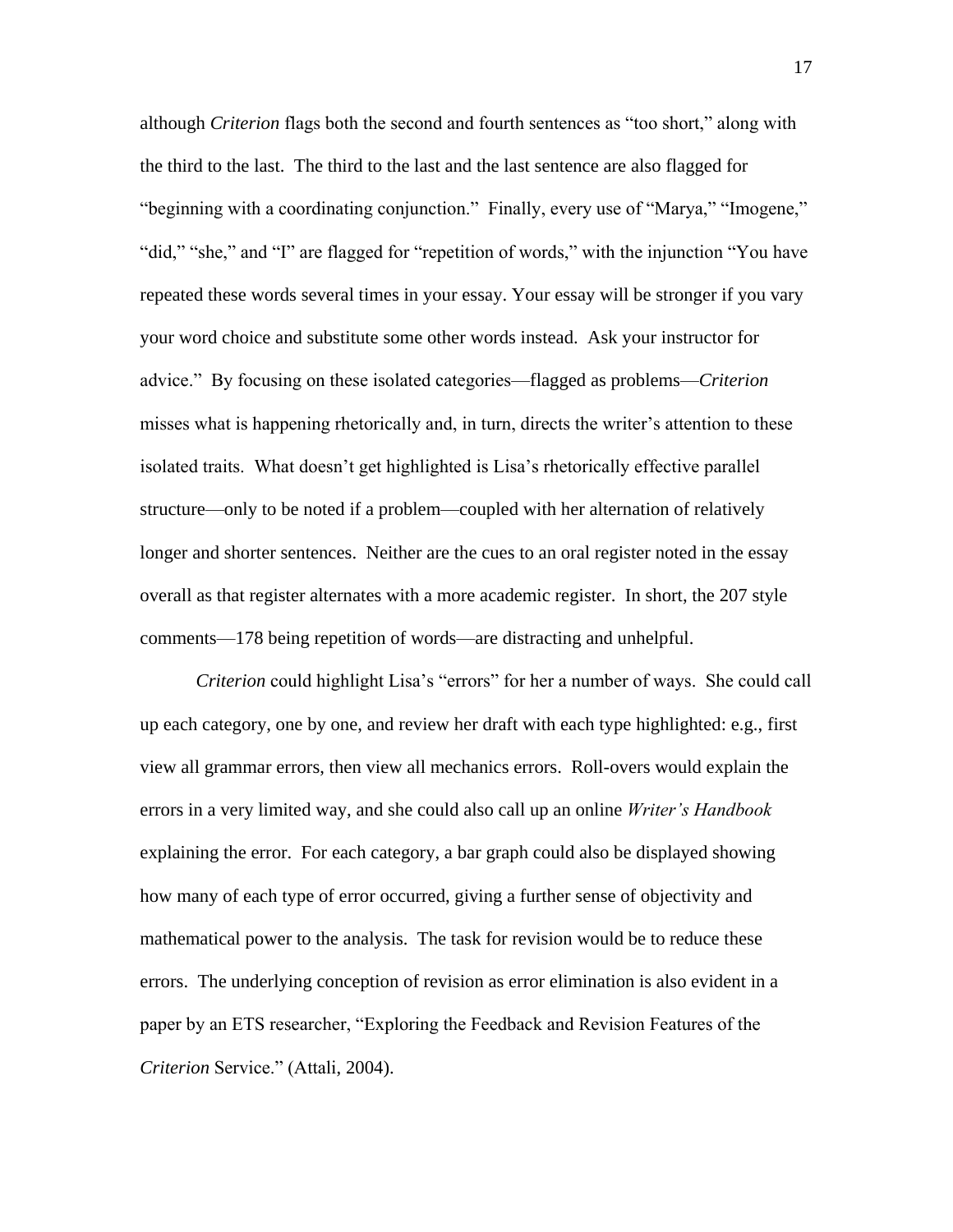although *Criterion* flags both the second and fourth sentences as "too short," along with the third to the last. The third to the last and the last sentence are also flagged for "beginning with a coordinating conjunction." Finally, every use of "Marya," "Imogene," "did," "she," and "I" are flagged for "repetition of words," with the injunction "You have repeated these words several times in your essay. Your essay will be stronger if you vary your word choice and substitute some other words instead. Ask your instructor for advice." By focusing on these isolated categories—flagged as problems—*Criterion* misses what is happening rhetorically and, in turn, directs the writer's attention to these isolated traits. What doesn't get highlighted is Lisa's rhetorically effective parallel structure—only to be noted if a problem—coupled with her alternation of relatively longer and shorter sentences. Neither are the cues to an oral register noted in the essay overall as that register alternates with a more academic register. In short, the 207 style comments—178 being repetition of words—are distracting and unhelpful.

*Criterion* could highlight Lisa's "errors" for her a number of ways. She could call up each category, one by one, and review her draft with each type highlighted: e.g., first view all grammar errors, then view all mechanics errors. Roll-overs would explain the errors in a very limited way, and she could also call up an online *Writer's Handbook* explaining the error. For each category, a bar graph could also be displayed showing how many of each type of error occurred, giving a further sense of objectivity and mathematical power to the analysis. The task for revision would be to reduce these errors. The underlying conception of revision as error elimination is also evident in a paper by an ETS researcher, "Exploring the Feedback and Revision Features of the *Criterion* Service." (Attali, 2004).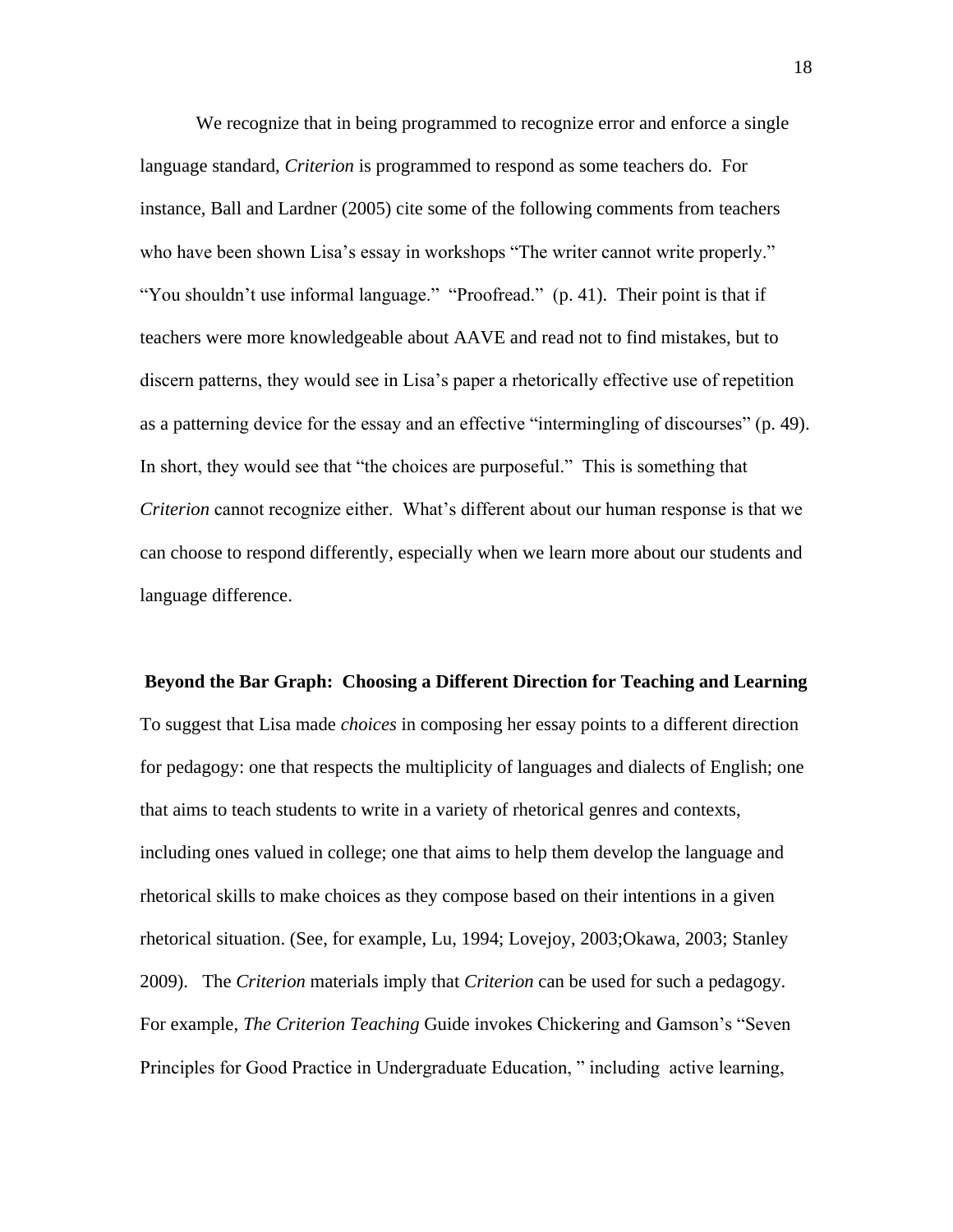We recognize that in being programmed to recognize error and enforce a single language standard, *Criterion* is programmed to respond as some teachers do. For instance, Ball and Lardner (2005) cite some of the following comments from teachers who have been shown Lisa's essay in workshops "The writer cannot write properly." "You shouldn't use informal language." "Proofread." (p. 41). Their point is that if teachers were more knowledgeable about AAVE and read not to find mistakes, but to discern patterns, they would see in Lisa's paper a rhetorically effective use of repetition as a patterning device for the essay and an effective "intermingling of discourses" (p. 49). In short, they would see that "the choices are purposeful." This is something that *Criterion* cannot recognize either. What's different about our human response is that we can choose to respond differently, especially when we learn more about our students and language difference.

## Beyond the Bar Graph: Choosing a Different Direction for Teaching and Learning

To suggest that Lisa made *choices* in composing her essay points to a different direction for pedagogy: one that respects the multiplicity of languages and dialects of English; one that aims to teach students to write in a variety of rhetorical genres and contexts, including ones valued in college; one that aims to help them develop the language and rhetorical skills to make choices as they compose based on their intentions in a given rhetorical situation. (See, for example, Lu, 1994; Lovejoy, 2003;Okawa, 2003; Stanley 2009). The *Criterion* materials imply that *Criterion* can be used for such a pedagogy. For example, *The Criterion Teaching* Guide invokes Chickering and Gamson's "Seven Principles for Good Practice in Undergraduate Education, " including active learning,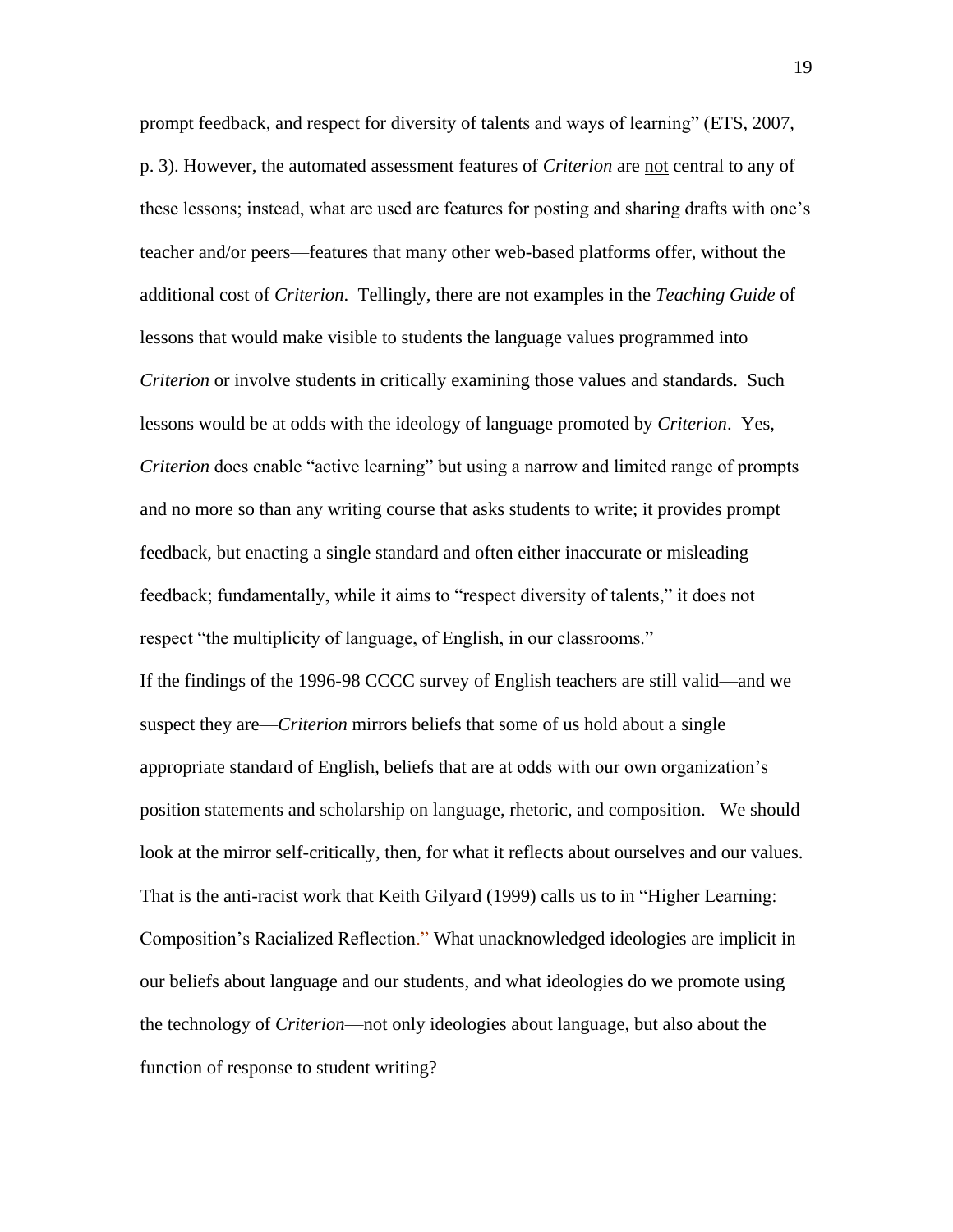prompt feedback, and respect for diversity of talents and ways of learning" (ETS, 2007, p. 3). However, the automated assessment features of *Criterion* are not central to any of these lessons; instead, what are used are features for posting and sharing drafts with one's teacher and/or peers—features that many other web-based platforms offer, without the additional cost of *Criterion*. Tellingly, there are not examples in the *Teaching Guide* of lessons that would make visible to students the language values programmed into *Criterion* or involve students in critically examining those values and standards. Such lessons would be at odds with the ideology of language promoted by *Criterion*. Yes, *Criterion* does enable "active learning" but using a narrow and limited range of prompts and no more so than any writing course that asks students to write; it provides prompt feedback, but enacting a single standard and often either inaccurate or misleading feedback; fundamentally, while it aims to "respect diversity of talents," it does not respect "the multiplicity of language, of English, in our classrooms."

If the findings of the 1996-98 CCCC survey of English teachers are still valid—and we suspect they are—*Criterion* mirrors beliefs that some of us hold about a single appropriate standard of English, beliefs that are at odds with our own organization's position statements and scholarship on language, rhetoric, and composition. We should look at the mirror self-critically, then, for what it reflects about ourselves and our values. That is the anti-racist work that Keith Gilyard (1999) calls us to in "Higher Learning: Composition's Racialized Reflection." What unacknowledged ideologies are implicit in our beliefs about language and our students, and what ideologies do we promote using the technology of *Criterion*—not only ideologies about language, but also about the function of response to student writing?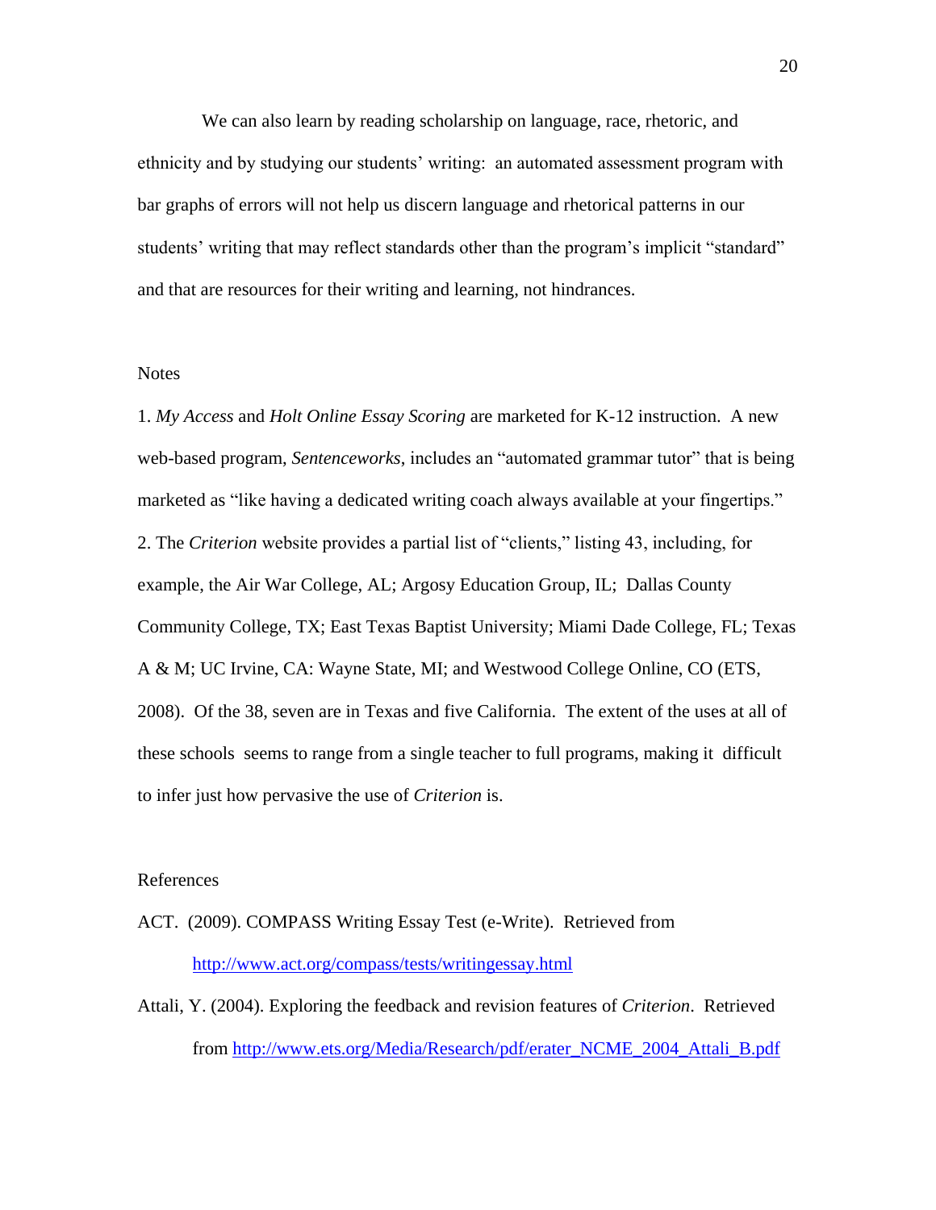We can also learn by reading scholarship on language, race, rhetoric, and ethnicity and by studying our students' writing: an automated assessment program with bar graphs of errors will not help us discern language and rhetorical patterns in our students' writing that may reflect standards other than the program's implicit "standard" and that are resources for their writing and learning, not hindrances.

## Notes

1. *My Access* and *Holt Online Essay Scoring* are marketed for K-12 instruction. A new web-based program, *Sentenceworks*, includes an "automated grammar tutor" that is being marketed as "like having a dedicated writing coach always available at your fingertips."

2. The *Criterion* website provides a partial list of "clients," listing 43, including, for example, the Air War College, AL; Argosy Education Group, IL; Dallas County Community College, TX; East Texas Baptist University; Miami Dade College, FL; Texas A & M; UC Irvine, CA: Wayne State, MI; and Westwood College Online, CO (ETS, 2008). Of the 38, seven are in Texas and five California. The extent of the uses at all of these schools seems to range from a single teacher to full programs, making it difficult to infer just how pervasive the use of *Criterion* is.

## References

ACT. (2009). COMPASS Writing Essay Test (e-Write). Retrieved from http://www.act.org/compass/tests/writingessay.html

Attali, Y. (2004). Exploring the feedback and revision features of *Criterion*. Retrieved from http://www.ets.org/Media/Research/pdf/erater_NCME_2004_Attali_B.pdf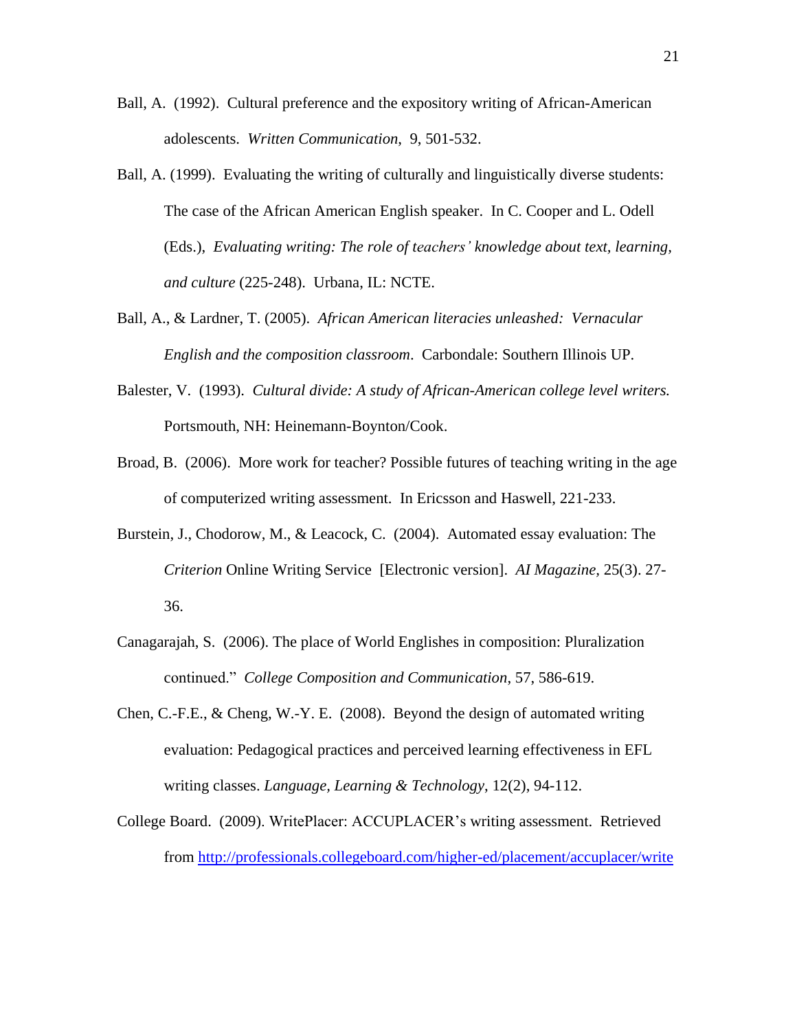Ball, A. (1992). Cultural preference and the expository writing of African-American adolescents. *Written Communication*, 9, 501-532.

Ball, A. (1999). Evaluating the writing of culturally and linguistically diverse students: The case of the African American English speaker. In C. Cooper and L. Odell (Eds.), *Evaluating writing: The role of teachers' knowledge about text, learning, and culture* (225-248). Urbana, IL: NCTE.

Ball, A., & Lardner, T. (2005). *African American literacies unleashed: Vernacular English and the composition classroom*. Carbondale: Southern Illinois UP.

Balester, V. (1993). *Cultural divide: A study of African-American college level writers.* Portsmouth, NH: Heinemann-Boynton/Cook.

Broad, B. (2006). More work for teacher? Possible futures of teaching writing in the age of computerized writing assessment. In Ericsson and Haswell, 221-233.

Burstein, J., Chodorow, M., & Leacock, C. (2004). Automated essay evaluation: The *Criterion* Online Writing Service [Electronic version]. *AI Magazine*, 25(3). 27-36.

Canagarajah, S. (2006). The place of World Englishes in composition: Pluralization continued." *College Composition and Communication*, 57, 586-619.

Chen, C.-F.E., & Cheng, W.-Y. E. (2008). Beyond the design of automated writing evaluation: Pedagogical practices and perceived learning effectiveness in EFL writing classes. *Language, Learning & Technology*, 12(2), 94-112.

College Board. (2009). WritePlacer: ACCUPLACER's writing assessment. Retrieved from http://professionals.collegeboard.com/higher-ed/placement/accuplacer/write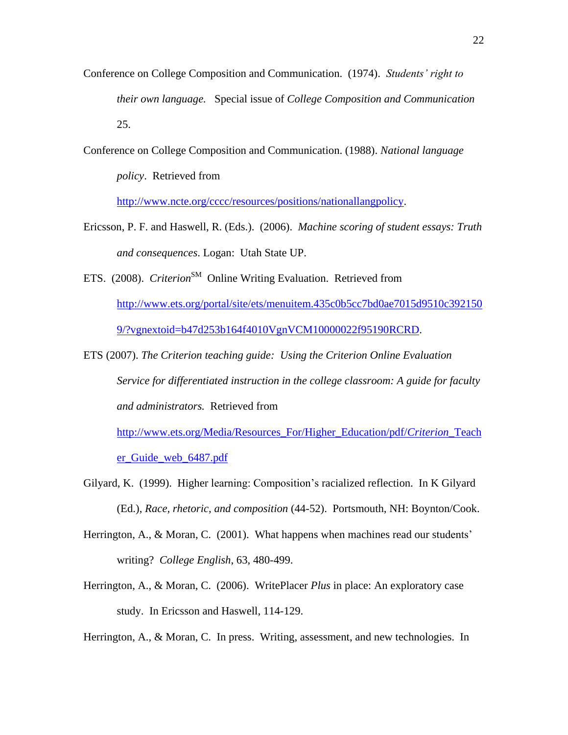Conference on College Composition and Communication. (1974). *Students' right to their own language.* Special issue of *College Composition and Communication* 25.

Conference on College Composition and Communication. (1988). *National language policy*. Retrieved from http://www.ncte.org/cccc/resources/positions/nationallangpolicy.

Ericsson, P. F. and Haswell, R. (Eds.). (2006). *Machine scoring of student essays: Truth and consequences*. Logan: Utah State UP.

ETS. (2008). *Criterion*SM Online Writing Evaluation. Retrieved from http://www.ets.org/portal/site/ets/menuitem.435c0b5cc7bd0ae7015d9510c3921509/?vgnextoid=b47d253b164f4010VgnVCM10000022f95190RCRD.

ETS (2007). *The Criterion teaching guide: Using the Criterion Online Evaluation Service for differentiated instruction in the college classroom: A guide for faculty and administrators.* Retrieved from http://www.ets.org/Media/Resources_For/Higher_Education/pdf/*Criterion*_Teacher_Guide_web_6487.pdf

Gilyard, K. (1999). Higher learning: Composition's racialized reflection. In K Gilyard (Ed.), *Race, rhetoric, and composition* (44-52). Portsmouth, NH: Boynton/Cook.

Herrington, A., & Moran, C. (2001). What happens when machines read our students' writing? *College English*, 63, 480-499.

Herrington, A., & Moran, C. (2006). WritePlacer *Plus* in place: An exploratory case study. In Ericsson and Haswell, 114-129.

Herrington, A., & Moran, C. In press. Writing, assessment, and new technologies. In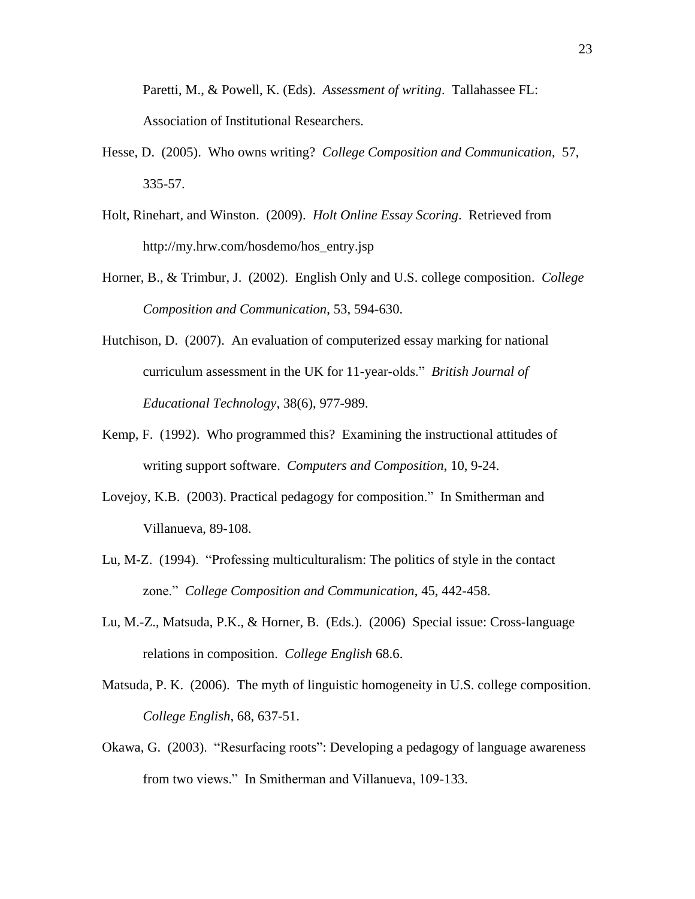Paretti, M., & Powell, K. (Eds). *Assessment of writing*. Tallahassee FL: Association of Institutional Researchers.

Hesse, D. (2005). Who owns writing? *College Composition and Communication*, 57, 335-57.

Holt, Rinehart, and Winston. (2009). *Holt Online Essay Scoring*. Retrieved from http://my.hrw.com/hosdemo/hos_entry.jsp

Horner, B., & Trimbur, J. (2002). English Only and U.S. college composition. *College Composition and Communication*, 53, 594-630.

Hutchison, D. (2007). An evaluation of computerized essay marking for national curriculum assessment in the UK for 11-year-olds." *British Journal of Educational Technology*, 38(6), 977-989.

Kemp, F. (1992). Who programmed this? Examining the instructional attitudes of writing support software. *Computers and Composition*, 10, 9-24.

Lovejoy, K.B. (2003). Practical pedagogy for composition." In Smitherman and Villanueva, 89-108.

Lu, M-Z. (1994). "Professing multiculturalism: The politics of style in the contact zone." *College Composition and Communication*, 45, 442-458.

Lu, M.-Z., Matsuda, P.K., & Horner, B. (Eds.). (2006) Special issue: Cross-language relations in composition. *College English* 68.6.

Matsuda, P. K. (2006). The myth of linguistic homogeneity in U.S. college composition. *College English*, 68, 637-51.

Okawa, G. (2003). "Resurfacing roots": Developing a pedagogy of language awareness from two views." In Smitherman and Villanueva, 109-133.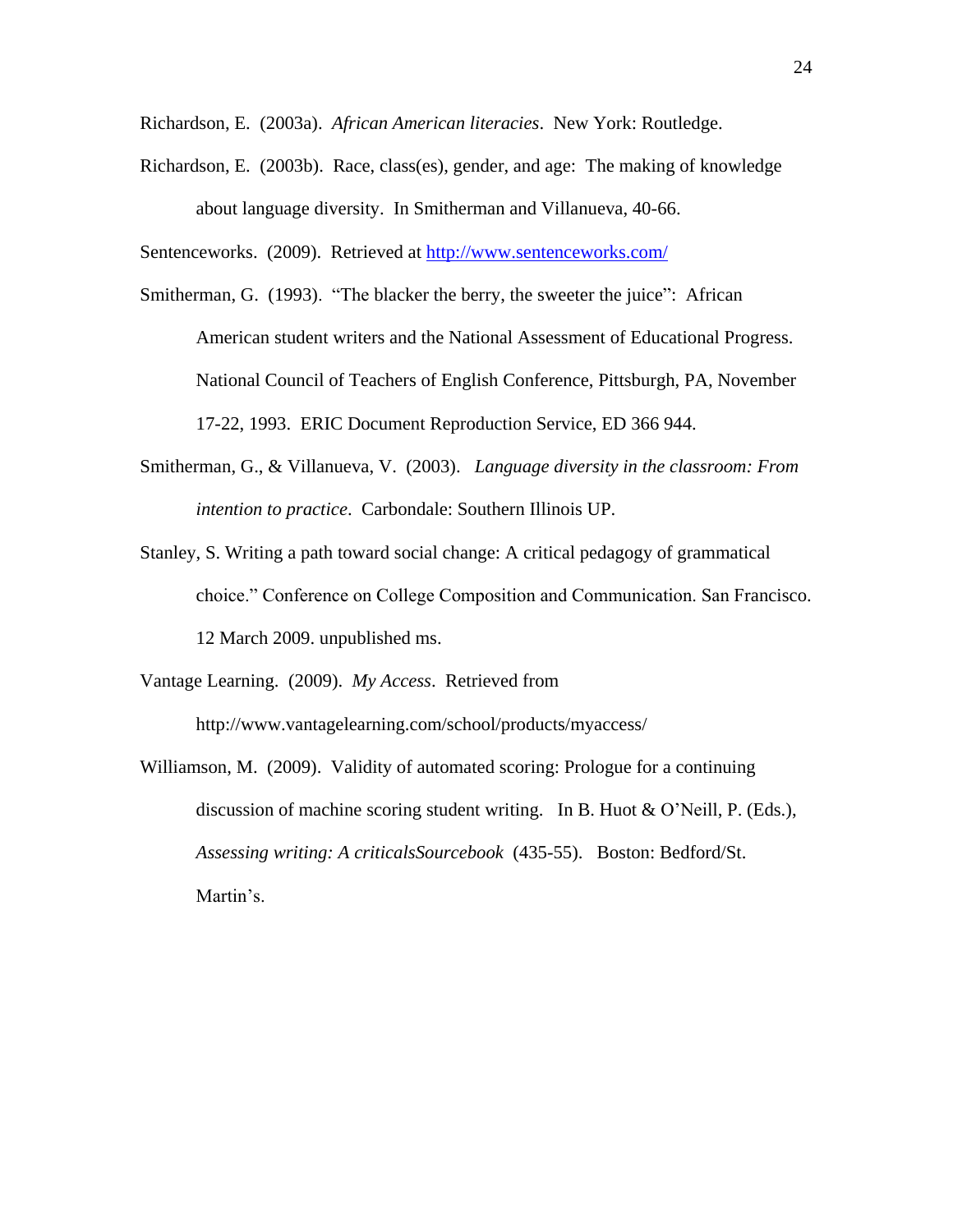Richardson, E. (2003a). *African American literacies*. New York: Routledge.

Richardson, E. (2003b). Race, class(es), gender, and age: The making of knowledge about language diversity. In Smitherman and Villanueva, 40-66.

Sentenceworks. (2009). Retrieved at http://www.sentenceworks.com/

Smitherman, G. (1993). "The blacker the berry, the sweeter the juice": African American student writers and the National Assessment of Educational Progress. National Council of Teachers of English Conference, Pittsburgh, PA, November 17-22, 1993. ERIC Document Reproduction Service, ED 366 944.

Smitherman, G., & Villanueva, V. (2003). *Language diversity in the classroom: From intention to practice*. Carbondale: Southern Illinois UP.

Stanley, S. Writing a path toward social change: A critical pedagogy of grammatical choice." Conference on College Composition and Communication. San Francisco. 12 March 2009. unpublished ms.

Vantage Learning. (2009). *My Access*. Retrieved from http://www.vantagelearning.com/school/products/myaccess/

Williamson, M. (2009). Validity of automated scoring: Prologue for a continuing discussion of machine scoring student writing. In B. Huot & O'Neill, P. (Eds.), *Assessing writing: A criticalsSourcebook* (435-55). Boston: Bedford/St. Martin's.